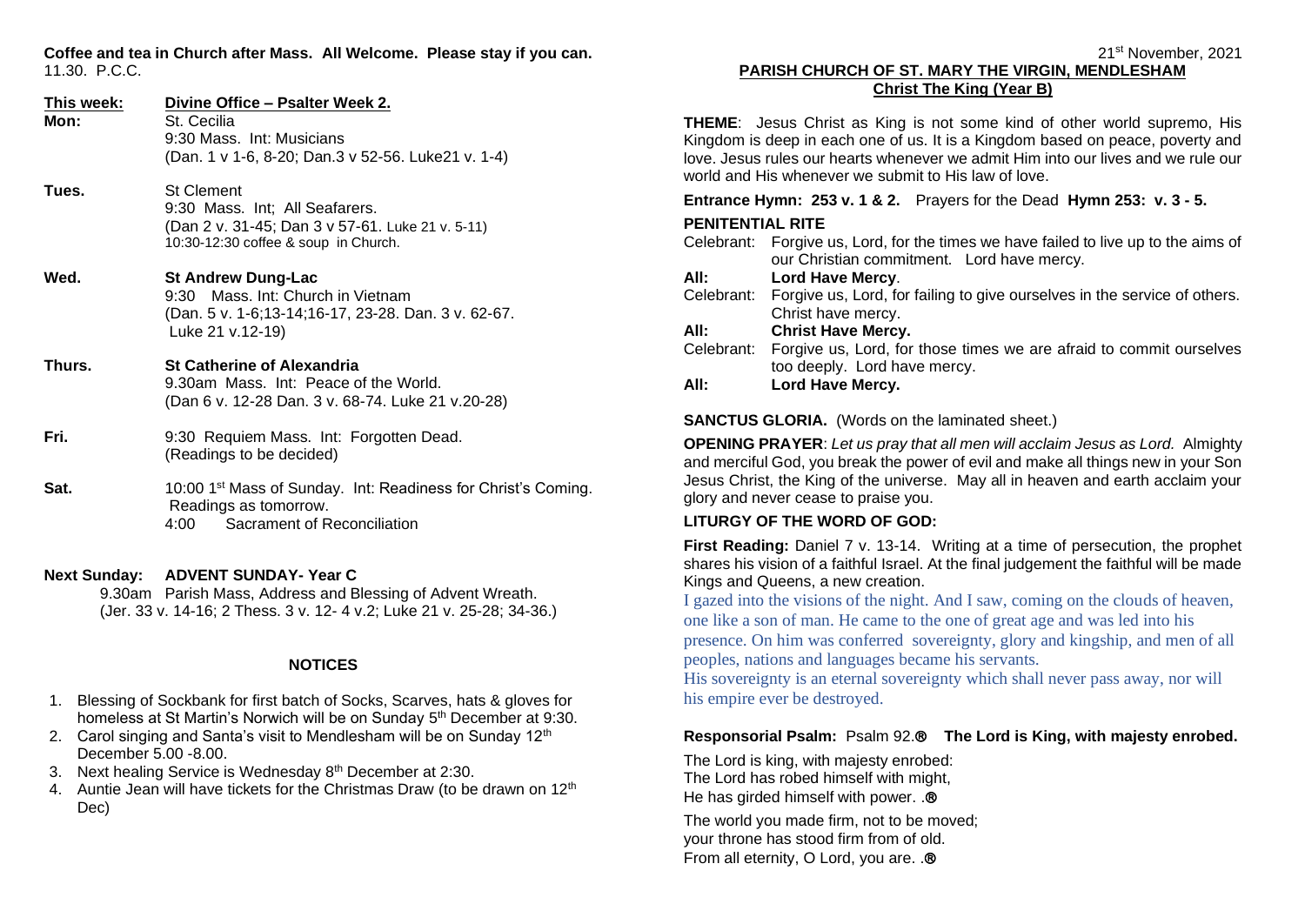**Coffee and tea in Church after Mass. All Welcome. Please stay if you can.**
11.30. P.C.C.

| **This week:** | **Divine Office – Psalter Week 2.** |
|---|---|
| **Mon:** | St. Cecilia<br>9:30 Mass. Int: Musicians<br>(Dan. 1 v 1-6, 8-20; Dan.3 v 52-56. Luke21 v. 1-4) |
| **Tues.** | St Clement<br>9:30 Mass. Int; All Seafarers.<br>(Dan 2 v. 31-45; Dan 3 v 57-61. Luke 21 v. 5-11)<br>10:30-12:30 coffee & soup in Church. |
| **Wed.** | **St Andrew Dung-Lac**<br>9:30 Mass. Int: Church in Vietnam<br>(Dan. 5 v. 1-6;13-14;16-17, 23-28. Dan. 3 v. 62-67. Luke 21 v.12-19) |
| **Thurs.** | **St Catherine of Alexandria**<br>9.30am Mass. Int: Peace of the World.<br>(Dan 6 v. 12-28 Dan. 3 v. 68-74. Luke 21 v.20-28) |
| **Fri.** | 9:30 Requiem Mass. Int: Forgotten Dead.<br>(Readings to be decided) |
| **Sat.** | 10:00 1st Mass of Sunday. Int: Readiness for Christ's Coming.<br>Readings as tomorrow.<br>4:00 Sacrament of Reconciliation |

**Next Sunday: ADVENT SUNDAY- Year C**
9.30am Parish Mass, Address and Blessing of Advent Wreath.
(Jer. 33 v. 14-16; 2 Thess. 3 v. 12- 4 v.2; Luke 21 v. 25-28; 34-36.)

## NOTICES

1. Blessing of Sockbank for first batch of Socks, Scarves, hats & gloves for homeless at St Martin's Norwich will be on Sunday 5th December at 9:30.
2. Carol singing and Santa's visit to Mendlesham will be on Sunday 12th December 5.00 -8.00.
3. Next healing Service is Wednesday 8th December at 2:30.
4. Auntie Jean will have tickets for the Christmas Draw (to be drawn on 12th Dec)

21st November, 2021

## PARISH CHURCH OF ST. MARY THE VIRGIN, MENDLESHAM
### Christ The King (Year B)

**THEME**: Jesus Christ as King is not some kind of other world supremo, His Kingdom is deep in each one of us. It is a Kingdom based on peace, poverty and love. Jesus rules our hearts whenever we admit Him into our lives and we rule our world and His whenever we submit to His law of love.

**Entrance Hymn: 253 v. 1 & 2.** Prayers for the Dead **Hymn 253: v. 3 - 5.**

**PENITENTIAL RITE**

Celebrant: Forgive us, Lord, for the times we have failed to live up to the aims of our Christian commitment. Lord have mercy.
**All: Lord Have Mercy**.
Celebrant: Forgive us, Lord, for failing to give ourselves in the service of others. Christ have mercy.
**All: Christ Have Mercy.**
Celebrant: Forgive us, Lord, for those times we are afraid to commit ourselves too deeply. Lord have mercy.
**All: Lord Have Mercy.**

**SANCTUS GLORIA.** (Words on the laminated sheet.)

**OPENING PRAYER**: *Let us pray that all men will acclaim Jesus as Lord.* Almighty and merciful God, you break the power of evil and make all things new in your Son Jesus Christ, the King of the universe. May all in heaven and earth acclaim your glory and never cease to praise you.

**LITURGY OF THE WORD OF GOD:**

**First Reading:** Daniel 7 v. 13-14. Writing at a time of persecution, the prophet shares his vision of a faithful Israel. At the final judgement the faithful will be made Kings and Queens, a new creation.

I gazed into the visions of the night. And I saw, coming on the clouds of heaven, one like a son of man. He came to the one of great age and was led into his presence. On him was conferred sovereignty, glory and kingship, and men of all peoples, nations and languages became his servants.
His sovereignty is an eternal sovereignty which shall never pass away, nor will his empire ever be destroyed.

**Responsorial Psalm:** Psalm 92.® **The Lord is King, with majesty enrobed.**

The Lord is king, with majesty enrobed:
The Lord has robed himself with might,
He has girded himself with power. .®

The world you made firm, not to be moved;
your throne has stood firm from of old.
From all eternity, O Lord, you are. .®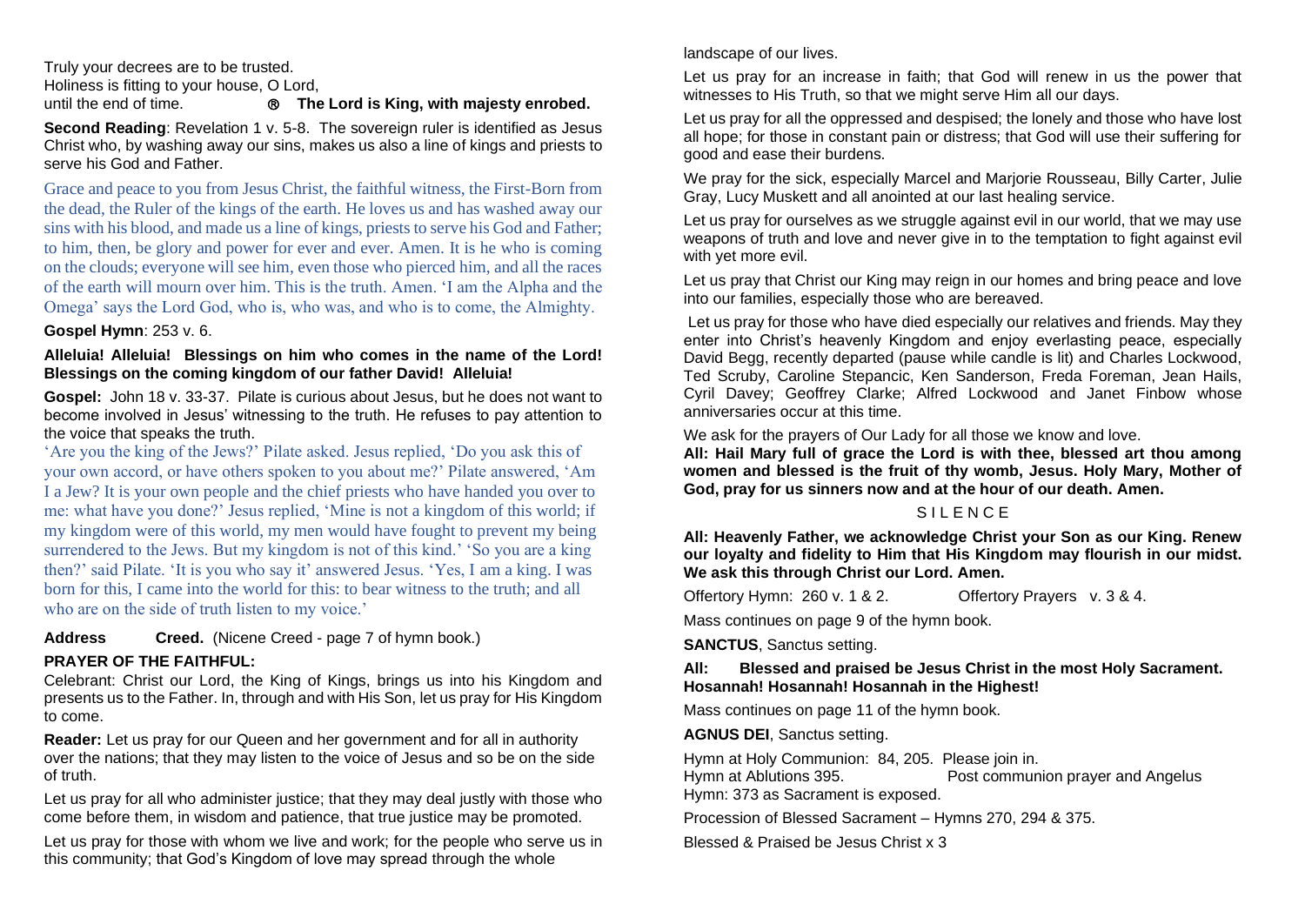Truly your decrees are to be trusted.
Holiness is fitting to your house, O Lord,
until the end of time. ℟ **The Lord is King, with majesty enrobed.**

**Second Reading**: Revelation 1 v. 5-8. The sovereign ruler is identified as Jesus Christ who, by washing away our sins, makes us also a line of kings and priests to serve his God and Father.

Grace and peace to you from Jesus Christ, the faithful witness, the First-Born from the dead, the Ruler of the kings of the earth. He loves us and has washed away our sins with his blood, and made us a line of kings, priests to serve his God and Father; to him, then, be glory and power for ever and ever. Amen. It is he who is coming on the clouds; everyone will see him, even those who pierced him, and all the races of the earth will mourn over him. This is the truth. Amen. 'I am the Alpha and the Omega' says the Lord God, who is, who was, and who is to come, the Almighty.

**Gospel Hymn**: 253 v. 6.

**Alleluia! Alleluia! Blessings on him who comes in the name of the Lord! Blessings on the coming kingdom of our father David! Alleluia!**

**Gospel:** John 18 v. 33-37. Pilate is curious about Jesus, but he does not want to become involved in Jesus' witnessing to the truth. He refuses to pay attention to the voice that speaks the truth.

'Are you the king of the Jews?' Pilate asked. Jesus replied, 'Do you ask this of your own accord, or have others spoken to you about me?' Pilate answered, 'Am I a Jew? It is your own people and the chief priests who have handed you over to me: what have you done?' Jesus replied, 'Mine is not a kingdom of this world; if my kingdom were of this world, my men would have fought to prevent my being surrendered to the Jews. But my kingdom is not of this kind.' 'So you are a king then?' said Pilate. 'It is you who say it' answered Jesus. 'Yes, I am a king. I was born for this, I came into the world for this: to bear witness to the truth; and all who are on the side of truth listen to my voice.'

**Address** **Creed.** (Nicene Creed - page 7 of hymn book.)

**PRAYER OF THE FAITHFUL:**

Celebrant: Christ our Lord, the King of Kings, brings us into his Kingdom and presents us to the Father. In, through and with His Son, let us pray for His Kingdom to come.

**Reader:** Let us pray for our Queen and her government and for all in authority over the nations; that they may listen to the voice of Jesus and so be on the side of truth.

Let us pray for all who administer justice; that they may deal justly with those who come before them, in wisdom and patience, that true justice may be promoted.

Let us pray for those with whom we live and work; for the people who serve us in this community; that God's Kingdom of love may spread through the whole landscape of our lives.

Let us pray for an increase in faith; that God will renew in us the power that witnesses to His Truth, so that we might serve Him all our days.

Let us pray for all the oppressed and despised; the lonely and those who have lost all hope; for those in constant pain or distress; that God will use their suffering for good and ease their burdens.

We pray for the sick, especially Marcel and Marjorie Rousseau, Billy Carter, Julie Gray, Lucy Muskett and all anointed at our last healing service.

Let us pray for ourselves as we struggle against evil in our world, that we may use weapons of truth and love and never give in to the temptation to fight against evil with yet more evil.

Let us pray that Christ our King may reign in our homes and bring peace and love into our families, especially those who are bereaved.

Let us pray for those who have died especially our relatives and friends. May they enter into Christ's heavenly Kingdom and enjoy everlasting peace, especially David Begg, recently departed (pause while candle is lit) and Charles Lockwood, Ted Scruby, Caroline Stepancic, Ken Sanderson, Freda Foreman, Jean Hails, Cyril Davey; Geoffrey Clarke; Alfred Lockwood and Janet Finbow whose anniversaries occur at this time.

We ask for the prayers of Our Lady for all those we know and love.

**All: Hail Mary full of grace the Lord is with thee, blessed art thou among women and blessed is the fruit of thy womb, Jesus. Holy Mary, Mother of God, pray for us sinners now and at the hour of our death. Amen.**

S I L E N C E

**All: Heavenly Father, we acknowledge Christ your Son as our King. Renew our loyalty and fidelity to Him that His Kingdom may flourish in our midst. We ask this through Christ our Lord. Amen.**

Offertory Hymn: 260 v. 1 & 2. Offertory Prayers v. 3 & 4.

Mass continues on page 9 of the hymn book.

**SANCTUS**, Sanctus setting.

**All: Blessed and praised be Jesus Christ in the most Holy Sacrament. Hosannah! Hosannah! Hosannah in the Highest!**

Mass continues on page 11 of the hymn book.

**AGNUS DEI**, Sanctus setting.

Hymn at Holy Communion: 84, 205. Please join in.
Hymn at Ablutions 395. Post communion prayer and Angelus
Hymn: 373 as Sacrament is exposed.

Procession of Blessed Sacrament – Hymns 270, 294 & 375.

Blessed & Praised be Jesus Christ x 3